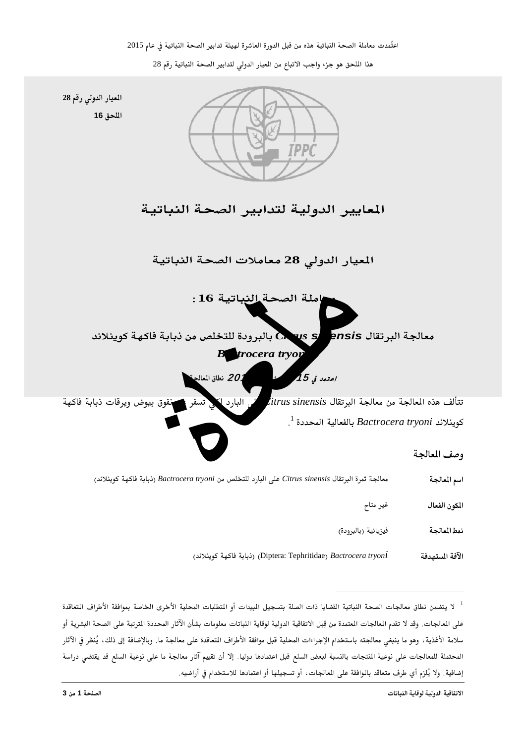اعتُمدت معاملة الصحة النباتية هذه من قبل الدورة العاشرة لهيئة تدابير الصحة النباتية في عام 2015

هذا الملحق هو جزء واجب الاتباع من المعيار الدولي لتدابير الصحة النباتية رقم 28

**المعيار الدولي رقم 28**

**الملحق 16**

# المعايير الدولية لتدابير الصحة النباتية

## المعيار الدولي 28 معاملات الصحة النباتية

## معاملة الصحة النباتية 16:

## معالجة البرتقال *Citrus sinensis* بالبرودة للتخلص من ذبابة فاكهة كوينلاند *Bactrocera tryoni*

*اعتمد في 15 ... 2015*

**نطاق المعالجة**

تتألف هذه المعالجة من معالجة البرتقال *Citrus sinensis* على البارد لكي تسفر عن نفوق بيوض ويرقات ذبابة فاكهة كوينلاند *Bactrocera tryoni* بالفعالية المحددة [1].

**وصف المعالجة**

| | |
|---|---|
| **اسم المعالجة** | معالجة ثمرة البرتقال *Citrus sinensis* على البارد للتخلص من *Bactrocera tryoni* (ذبابة فاكهة كوينلاند) |
| **المكون الفعال** | غير متاح |
| **نمط المعالجة** | فيزيائية (بالبرودة) |
| **الآفة المستهدفة** | *Bactrocera tryoni* (Diptera: Tephritidae) (ذبابة فاكهة كوينلاند) |

[1] لا يتضمن نطاق معالجات الصحة النباتية القضايا ذات الصلة بتسجيل المبيدات أو المتطلبات المحلية الأخرى الخاصة بموافقة الأطراف المتعاقدة على المعالجات. وقد لا تقدم المعالجات المعتمدة من قِبل الاتفاقية الدولية لوقاية النباتات معلومات بشأن الآثار المحددة المترتبة على الصحة البشرية أو سلامة الأغذية، وهو ما ينبغي معالجته باستخدام الإجراءات المحلية قبل موافقة الأطراف المتعاقدة على معالجة ما. وبالإضافة إلى ذلك، يُنظر في الآثار المحتملة للمعالجات على نوعية المنتجات بالنسبة لبعض السلع قبل اعتمادها دوليا. إلا أن تقييم آثار معالجة ما على نوعية السلع قد يقتضي دراسة إضافية. ولا يُلزم أي طرف متعاقد بالموافقة على المعالجات، أو تسجيلها أو اعتمادها للاستخدام في أراضيه.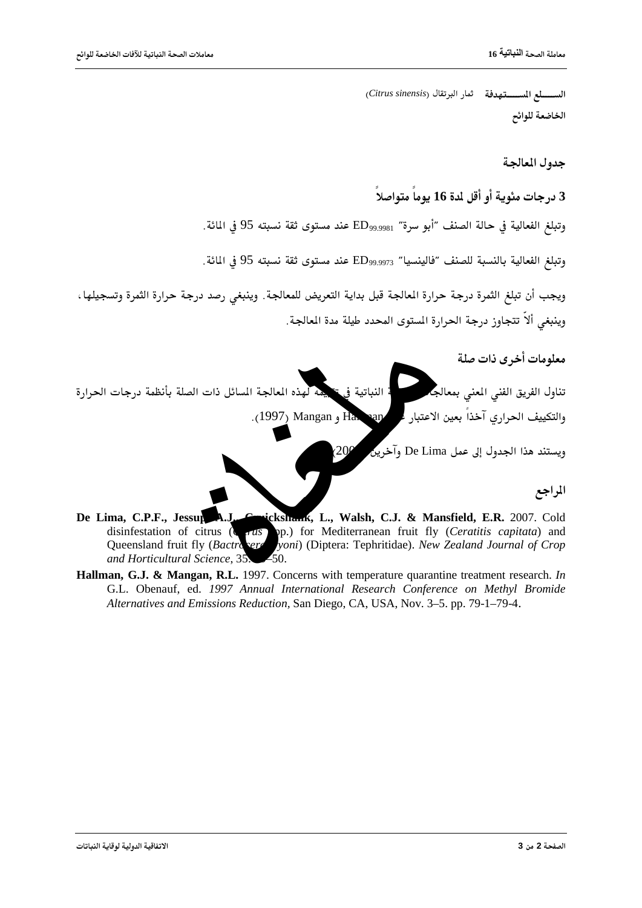**السلع المستهدفة الخاضعة للوائح** ثمار البرتقال (*Citrus sinensis*)

## جدول المعالجة

### 3 درجات مئوية أو أقل لمدة 16 يوماً متواصلاً

وتبلغ الفعالية في حالة الصنف "أبو سرة" $ED_{99.9981}$ عند مستوى ثقة نسبته 95 في المائة.

وتبلغ الفعالية بالنسبة للصنف "فالينسيا" $ED_{99.9973}$ عند مستوى ثقة نسبته 95 في المائة.

ويجب أن تبلغ الثمرة درجة حرارة المعالجة قبل بداية التعريض للمعالجة. وينبغي رصد درجة حرارة الثمرة وتسجيلها، وينبغي ألاّ تتجاوز درجة الحرارة المستوى المحدد طيلة مدة المعالجة.

## معلومات أخرى ذات صلة

تناول الفريق الفني المعني بمعالجات الصحة النباتية في تقييمه لهذه المعالجة المسائل ذات الصلة بأنظمة درجات الحرارة والتكييف الحراري آخذاً بعين الاعتبار عمل Hallman و Mangan (1997).

ويستند هذا الجدول إلى عمل De Lima وآخرين (2007).

## المراجع

**De Lima, C.P.F., Jessup, A.J., Cruickshank, L., Walsh, C.J. & Mansfield, E.R.** 2007. Cold disinfestation of citrus (*Citrus* spp.) for Mediterranean fruit fly (*Ceratitis capitata*) and Queensland fruit fly (*Bactrocera tryoni*) (Diptera: Tephritidae). *New Zealand Journal of Crop and Horticultural Science*, 35: 39–50.

**Hallman, G.J. & Mangan, R.L.** 1997. Concerns with temperature quarantine treatment research. *In* G.L. Obenauf, ed. *1997 Annual International Research Conference on Methyl Bromide Alternatives and Emissions Reduction*, San Diego, CA, USA, Nov. 3–5. pp. 79-1–79-4.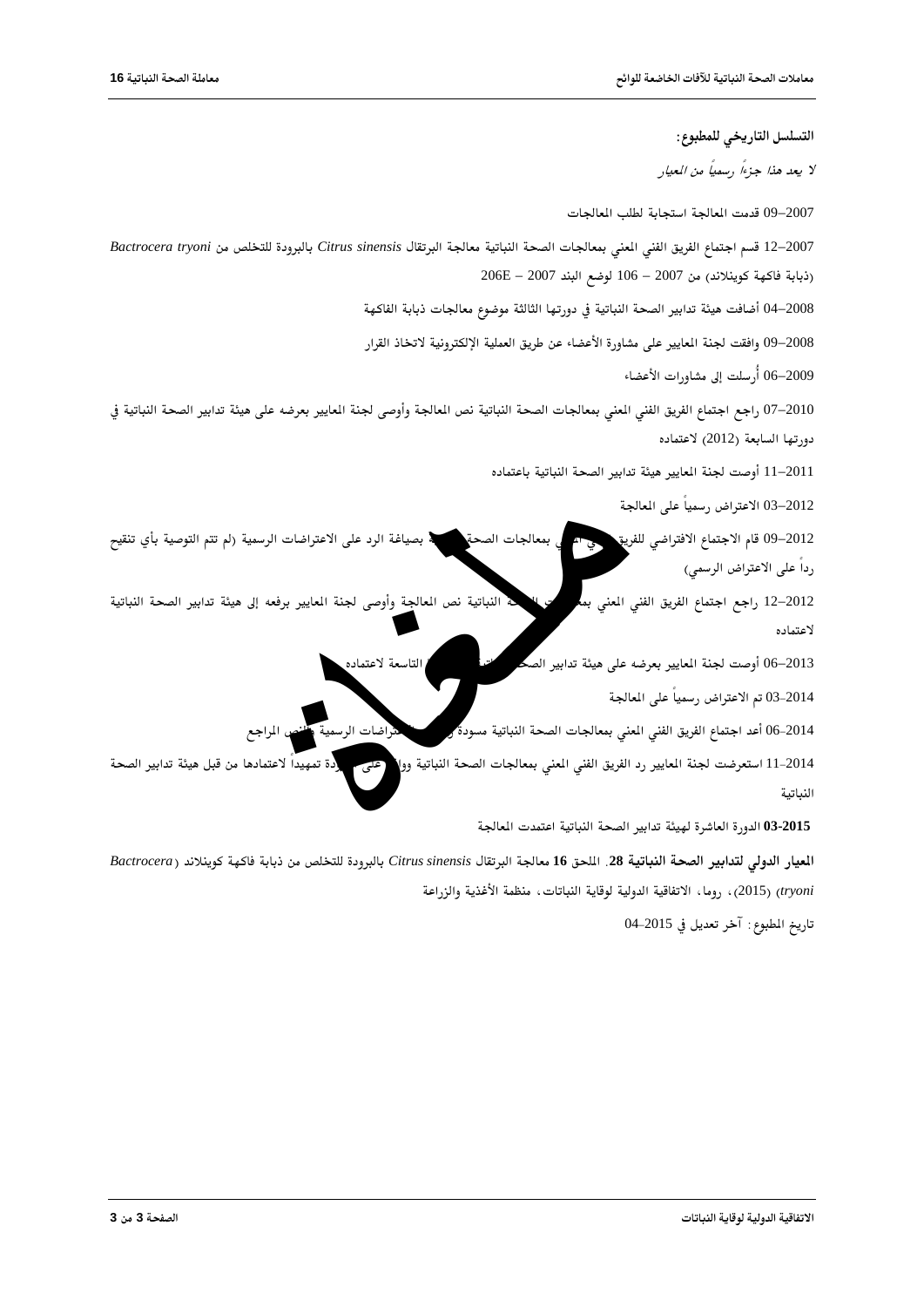**التسلسل التاريخي للمطبوع:**

*لا يعد هذا جزءاً رسمياً من المعيار*

2007–09 قدمت المعالجة استجابة لطلب المعالجات

2007–12 قسم اجتماع الفريق الفني المعني بمعالجات الصحة النباتية معالجة البرتقال *Citrus sinensis* بالبرودة للتخلص من *Bactrocera tryoni* (ذبابة فاكهة كوينلاند) من 2007 – 106 لوضع البند 2007 – 206E

2008–04 أضافت هيئة تدابير الصحة النباتية في دورتها الثالثة موضوع معالجات ذبابة الفاكهة

2008–09 وافقت لجنة المعايير على مشاورة الأعضاء عن طريق العملية الإلكترونية لاتخاذ القرار

2009–06 أُرسلت إلى مشاورات الأعضاء

2010–07 راجع اجتماع الفريق الفني المعني بمعالجات الصحة النباتية نص المعالجة وأوصى لجنة المعايير بعرضه على هيئة تدابير الصحة النباتية في دورتها السابعة (2012) لاعتماده

2011–11 أوصت لجنة المعايير هيئة تدابير الصحة النباتية باعتماده

2012–03 الاعتراض رسمياً على المعالجة

2012–09 قام الاجتماع الافتراضي للفريق الفني المعني بمعالجات الصحة النباتية بصياغة الرد على الاعتراضات الرسمية (لم تتم التوصية بأي تنقيح رداً على الاعتراض الرسمي)

2012–12 راجع اجتماع الفريق الفني المعني بمعالجات الصحة النباتية نص المعالجة وأوصى لجنة المعايير برفعه إلى هيئة تدابير الصحة النباتية لاعتماده

2013–06 أوصت لجنة المعايير بعرضه على هيئة تدابير الصحة النباتية في دورتها التاسعة لاعتماده

2014-03 تم الاعتراض رسمياً على المعالجة

2014-06 أعد اجتماع الفريق الفني المعني بمعالجات الصحة النباتية مسودة رد على الاعتراضات الرسمية ونص المراجع

2014-11 استعرضت لجنة المعايير رد الفريق الفني المعني بمعالجات الصحة النباتية ووافقت على المسودة تمهيداً لاعتمادها من قبل هيئة تدابير الصحة النباتية

**2015-03** الدورة العاشرة لهيئة تدابير الصحة النباتية اعتمدت المعالجة

**المعيار الدولي لتدابير الصحة النباتية 28**. الملحق **16** معالجة البرتقال *Citrus sinensis* بالبرودة للتخلص من ذبابة فاكهة كوينلاند (*Bactrocera tryoni*) (2015)، روما، الاتفاقية الدولية لوقاية النباتات، منظمة الأغذية والزراعة

تاريخ المطبوع: آخر تعديل في 2015-04